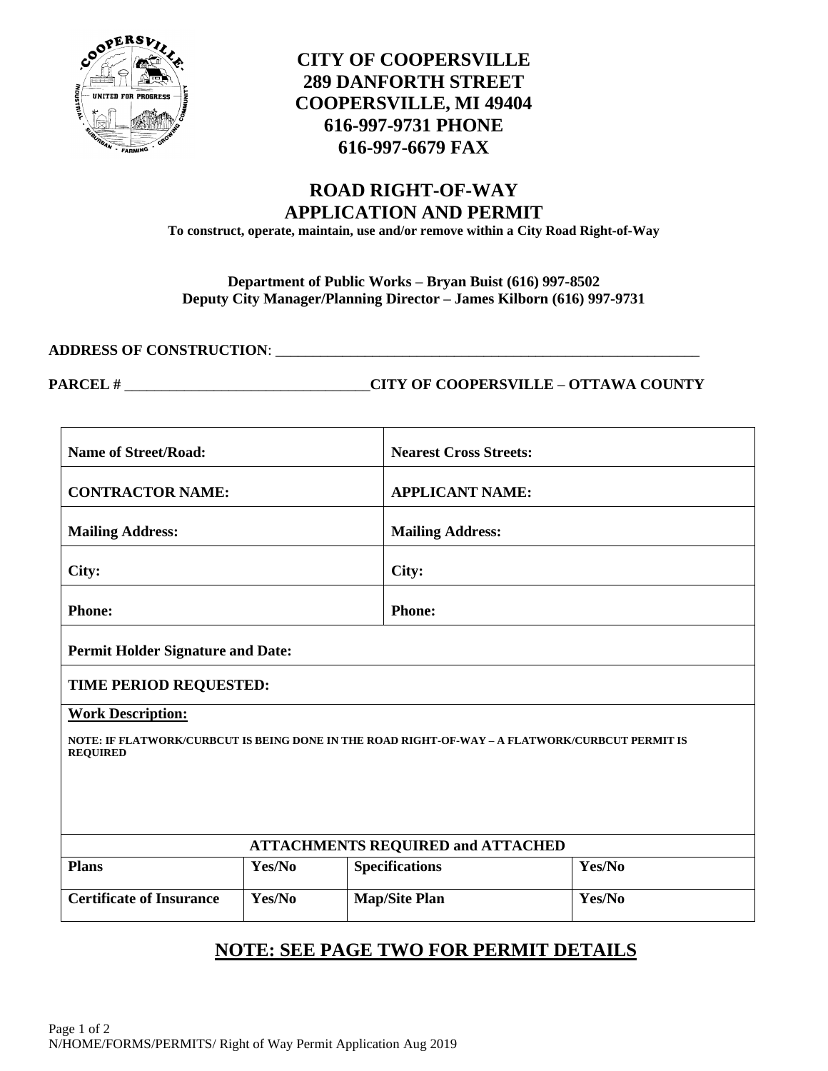# CITY OF COOPERSVILLE
**289 DANFORTH STREET**
**COOPERSVILLE, MI 49404**
**616-997-9731 PHONE**
**616-997-6679 FAX**

## ROAD RIGHT-OF-WAY APPLICATION AND PERMIT

**To construct, operate, maintain, use and/or remove within a City Road Right-of-Way**

**Department of Public Works – Bryan Buist (616) 997-8502**
**Deputy City Manager/Planning Director – James Kilborn (616) 997-9731**

**ADDRESS OF CONSTRUCTION**: ____________________________________________________________

**PARCEL #** _________________________________**CITY OF COOPERSVILLE – OTTAWA COUNTY**

| | |
|---|---|
| **Name of Street/Road:** | **Nearest Cross Streets:** |
| **CONTRACTOR NAME:** | **APPLICANT NAME:** |
| **Mailing Address:** | **Mailing Address:** |
| **City:** | **City:** |
| **Phone:** | **Phone:** |
| **Permit Holder Signature and Date:** | |
| **TIME PERIOD REQUESTED:** | |
| **Work Description:** NOTE: IF FLATWORK/CURBCUT IS BEING DONE IN THE ROAD RIGHT-OF-WAY – A FLATWORK/CURBCUT PERMIT IS REQUIRED | |

| ATTACHMENTS REQUIRED and ATTACHED | | | |
|---|---|---|---|
| **Plans** | **Yes/No** | **Specifications** | **Yes/No** |
| **Certificate of Insurance** | **Yes/No** | **Map/Site Plan** | **Yes/No** |

## NOTE: SEE PAGE TWO FOR PERMIT DETAILS

N/HOME/FORMS/PERMITS/ Right of Way Permit Application Aug 2019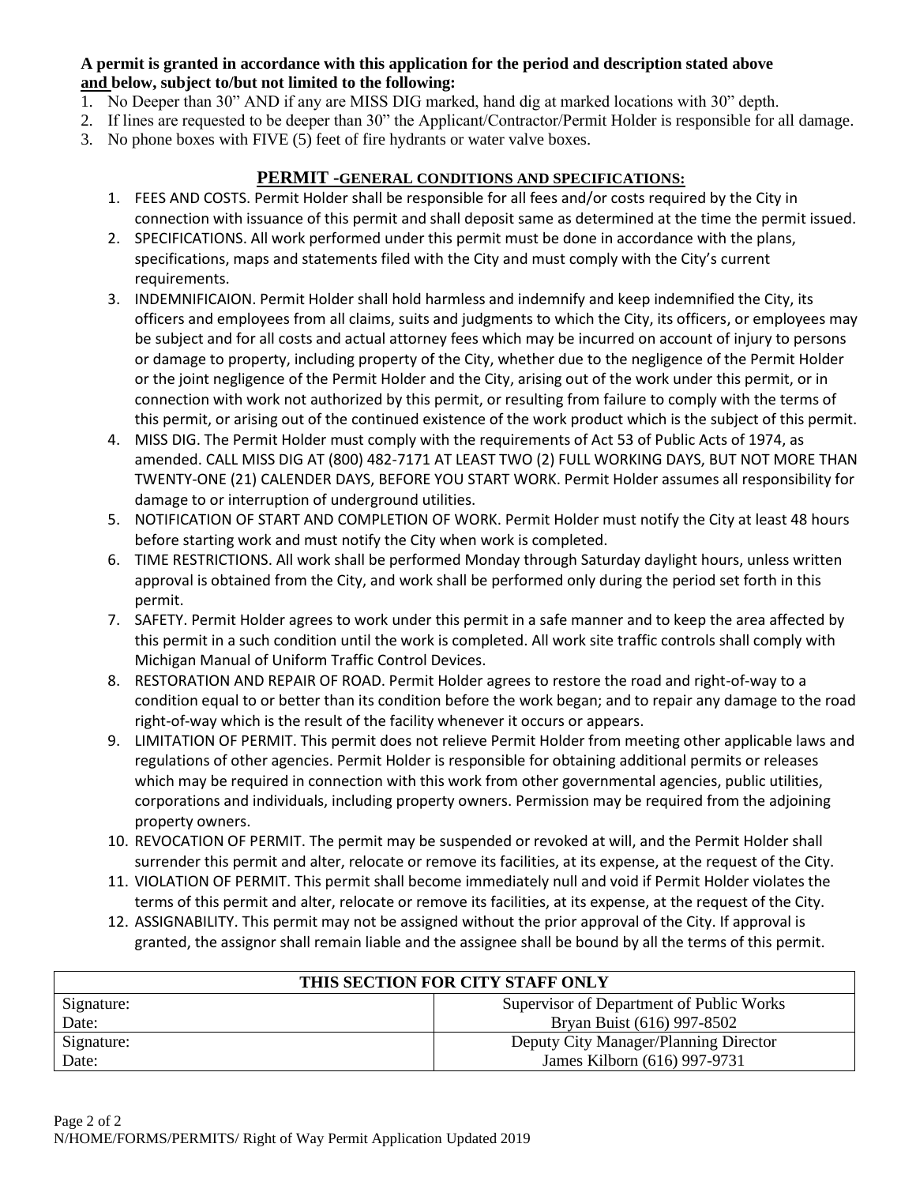**A permit is granted in accordance with this application for the period and description stated above and below, subject to/but not limited to the following:**

1. No Deeper than 30" AND if any are MISS DIG marked, hand dig at marked locations with 30" depth.
2. If lines are requested to be deeper than 30" the Applicant/Contractor/Permit Holder is responsible for all damage.
3. No phone boxes with FIVE (5) feet of fire hydrants or water valve boxes.

## PERMIT -GENERAL CONDITIONS AND SPECIFICATIONS:

1. FEES AND COSTS. Permit Holder shall be responsible for all fees and/or costs required by the City in connection with issuance of this permit and shall deposit same as determined at the time the permit issued.
2. SPECIFICATIONS. All work performed under this permit must be done in accordance with the plans, specifications, maps and statements filed with the City and must comply with the City's current requirements.
3. INDEMNIFICAION. Permit Holder shall hold harmless and indemnify and keep indemnified the City, its officers and employees from all claims, suits and judgments to which the City, its officers, or employees may be subject and for all costs and actual attorney fees which may be incurred on account of injury to persons or damage to property, including property of the City, whether due to the negligence of the Permit Holder or the joint negligence of the Permit Holder and the City, arising out of the work under this permit, or in connection with work not authorized by this permit, or resulting from failure to comply with the terms of this permit, or arising out of the continued existence of the work product which is the subject of this permit.
4. MISS DIG. The Permit Holder must comply with the requirements of Act 53 of Public Acts of 1974, as amended. CALL MISS DIG AT (800) 482-7171 AT LEAST TWO (2) FULL WORKING DAYS, BUT NOT MORE THAN TWENTY-ONE (21) CALENDER DAYS, BEFORE YOU START WORK. Permit Holder assumes all responsibility for damage to or interruption of underground utilities.
5. NOTIFICATION OF START AND COMPLETION OF WORK. Permit Holder must notify the City at least 48 hours before starting work and must notify the City when work is completed.
6. TIME RESTRICTIONS. All work shall be performed Monday through Saturday daylight hours, unless written approval is obtained from the City, and work shall be performed only during the period set forth in this permit.
7. SAFETY. Permit Holder agrees to work under this permit in a safe manner and to keep the area affected by this permit in a such condition until the work is completed. All work site traffic controls shall comply with Michigan Manual of Uniform Traffic Control Devices.
8. RESTORATION AND REPAIR OF ROAD. Permit Holder agrees to restore the road and right-of-way to a condition equal to or better than its condition before the work began; and to repair any damage to the road right-of-way which is the result of the facility whenever it occurs or appears.
9. LIMITATION OF PERMIT. This permit does not relieve Permit Holder from meeting other applicable laws and regulations of other agencies. Permit Holder is responsible for obtaining additional permits or releases which may be required in connection with this work from other governmental agencies, public utilities, corporations and individuals, including property owners. Permission may be required from the adjoining property owners.
10. REVOCATION OF PERMIT. The permit may be suspended or revoked at will, and the Permit Holder shall surrender this permit and alter, relocate or remove its facilities, at its expense, at the request of the City.
11. VIOLATION OF PERMIT. This permit shall become immediately null and void if Permit Holder violates the terms of this permit and alter, relocate or remove its facilities, at its expense, at the request of the City.
12. ASSIGNABILITY. This permit may not be assigned without the prior approval of the City. If approval is granted, the assignor shall remain liable and the assignee shall be bound by all the terms of this permit.

| THIS SECTION FOR CITY STAFF ONLY | |
|---|---|
| Signature:<br>Date: | Supervisor of Department of Public Works<br>Bryan Buist (616) 997-8502 |
| Signature:<br>Date: | Deputy City Manager/Planning Director<br>James Kilborn (616) 997-9731 |

N/HOME/FORMS/PERMITS/ Right of Way Permit Application Updated 2019